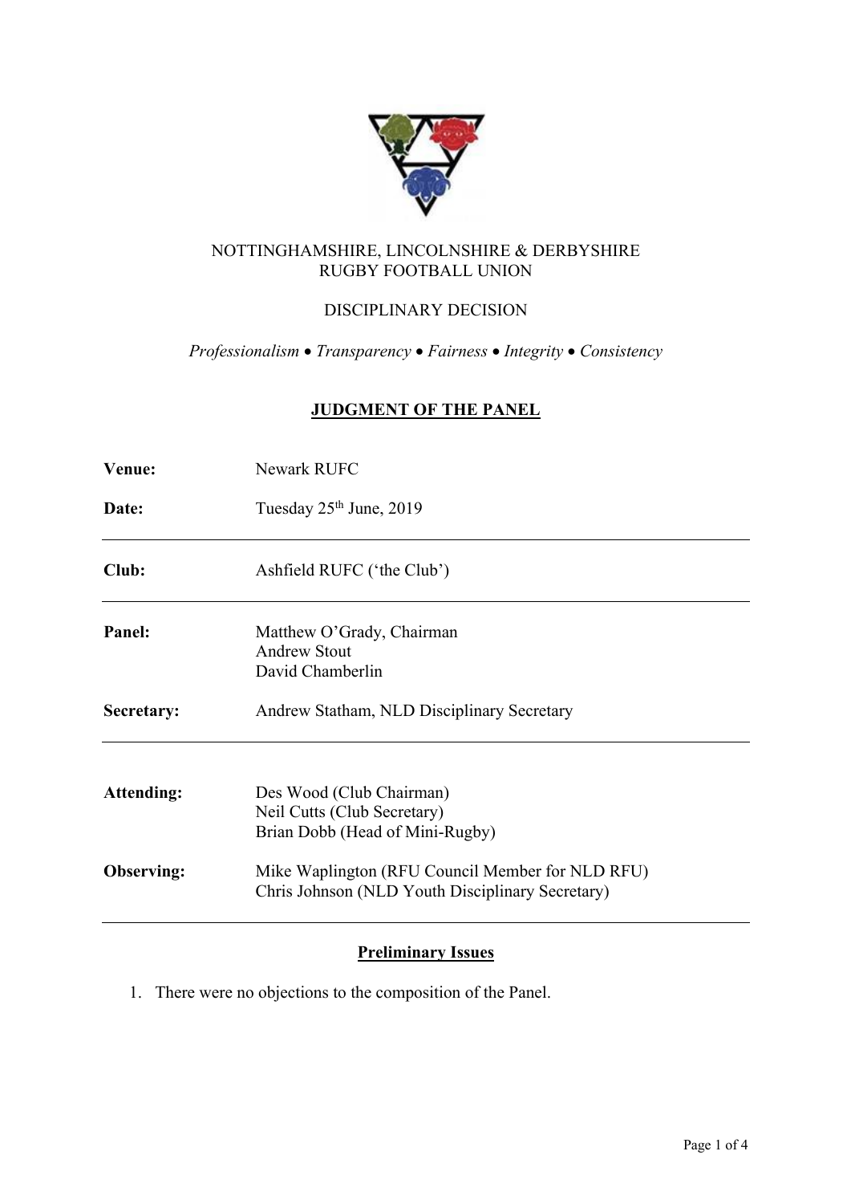NOTTINGHAMSHIRE, LINCOLNSHIRE & DERBYSHIRE
RUGBY FOOTBALL UNION

DISCIPLINARY DECISION

*Professionalism • Transparency • Fairness • Integrity • Consistency*

## JUDGMENT OF THE PANEL

**Venue:** Newark RUFC

**Date:** Tuesday 25th June, 2019

---

**Club:** Ashfield RUFC ('the Club')

---

**Panel:** Matthew O'Grady, Chairman
Andrew Stout
David Chamberlin

**Secretary:** Andrew Statham, NLD Disciplinary Secretary

---

**Attending:** Des Wood (Club Chairman)
Neil Cutts (Club Secretary)
Brian Dobb (Head of Mini-Rugby)

**Observing:** Mike Waplington (RFU Council Member for NLD RFU)
Chris Johnson (NLD Youth Disciplinary Secretary)

---

### Preliminary Issues

1. There were no objections to the composition of the Panel.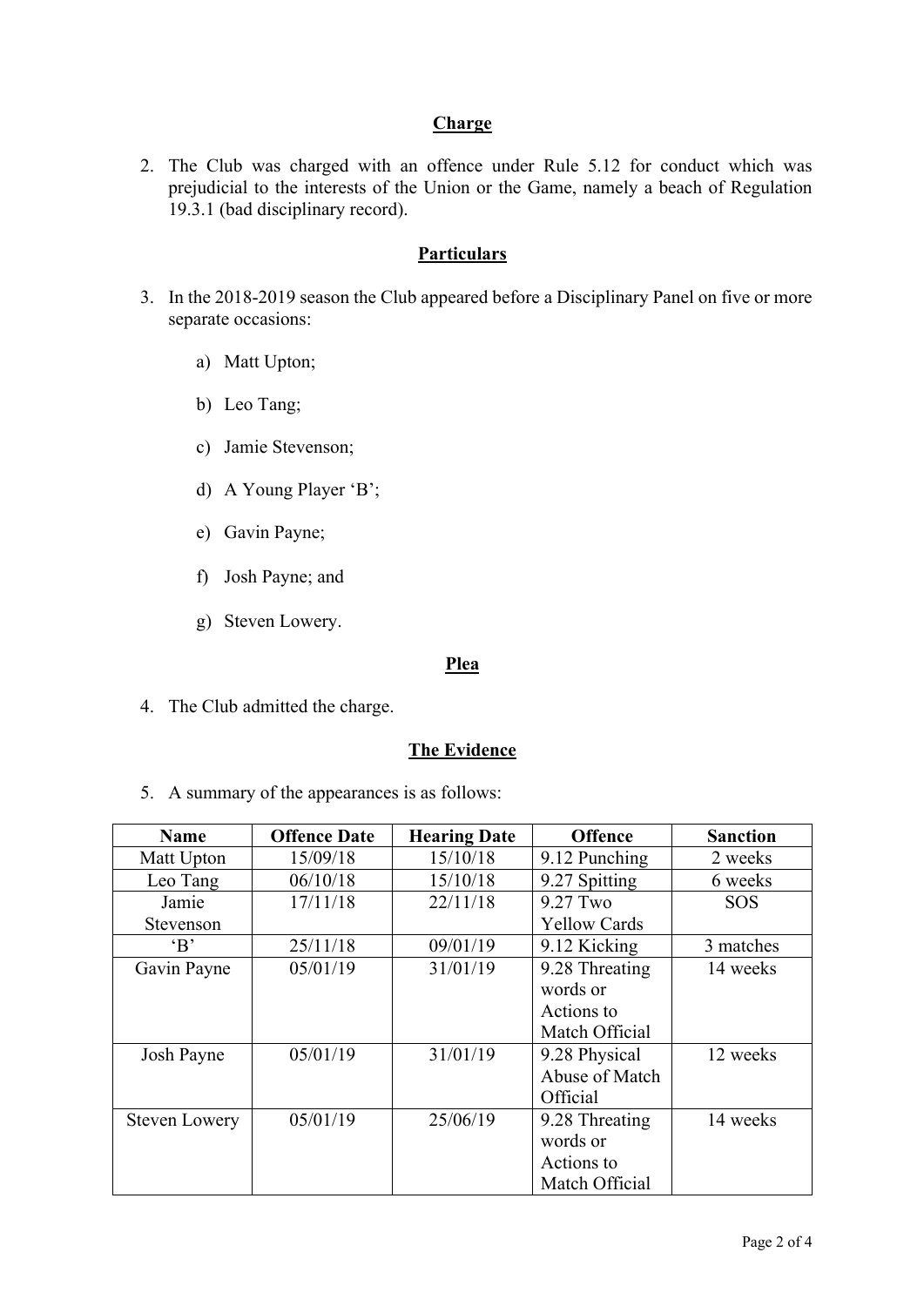## Charge

2. The Club was charged with an offence under Rule 5.12 for conduct which was prejudicial to the interests of the Union or the Game, namely a beach of Regulation 19.3.1 (bad disciplinary record).

## Particulars

3. In the 2018-2019 season the Club appeared before a Disciplinary Panel on five or more separate occasions:

    a) Matt Upton;

    b) Leo Tang;

    c) Jamie Stevenson;

    d) A Young Player 'B';

    e) Gavin Payne;

    f) Josh Payne; and

    g) Steven Lowery.

## Plea

4. The Club admitted the charge.

## The Evidence

5. A summary of the appearances is as follows:

| Name | Offence Date | Hearing Date | Offence | Sanction |
|---|---|---|---|---|
| Matt Upton | 15/09/18 | 15/10/18 | 9.12 Punching | 2 weeks |
| Leo Tang | 06/10/18 | 15/10/18 | 9.27 Spitting | 6 weeks |
| Jamie Stevenson | 17/11/18 | 22/11/18 | 9.27 Two Yellow Cards | SOS |
| 'B' | 25/11/18 | 09/01/19 | 9.12 Kicking | 3 matches |
| Gavin Payne | 05/01/19 | 31/01/19 | 9.28 Threating words or Actions to Match Official | 14 weeks |
| Josh Payne | 05/01/19 | 31/01/19 | 9.28 Physical Abuse of Match Official | 12 weeks |
| Steven Lowery | 05/01/19 | 25/06/19 | 9.28 Threating words or Actions to Match Official | 14 weeks |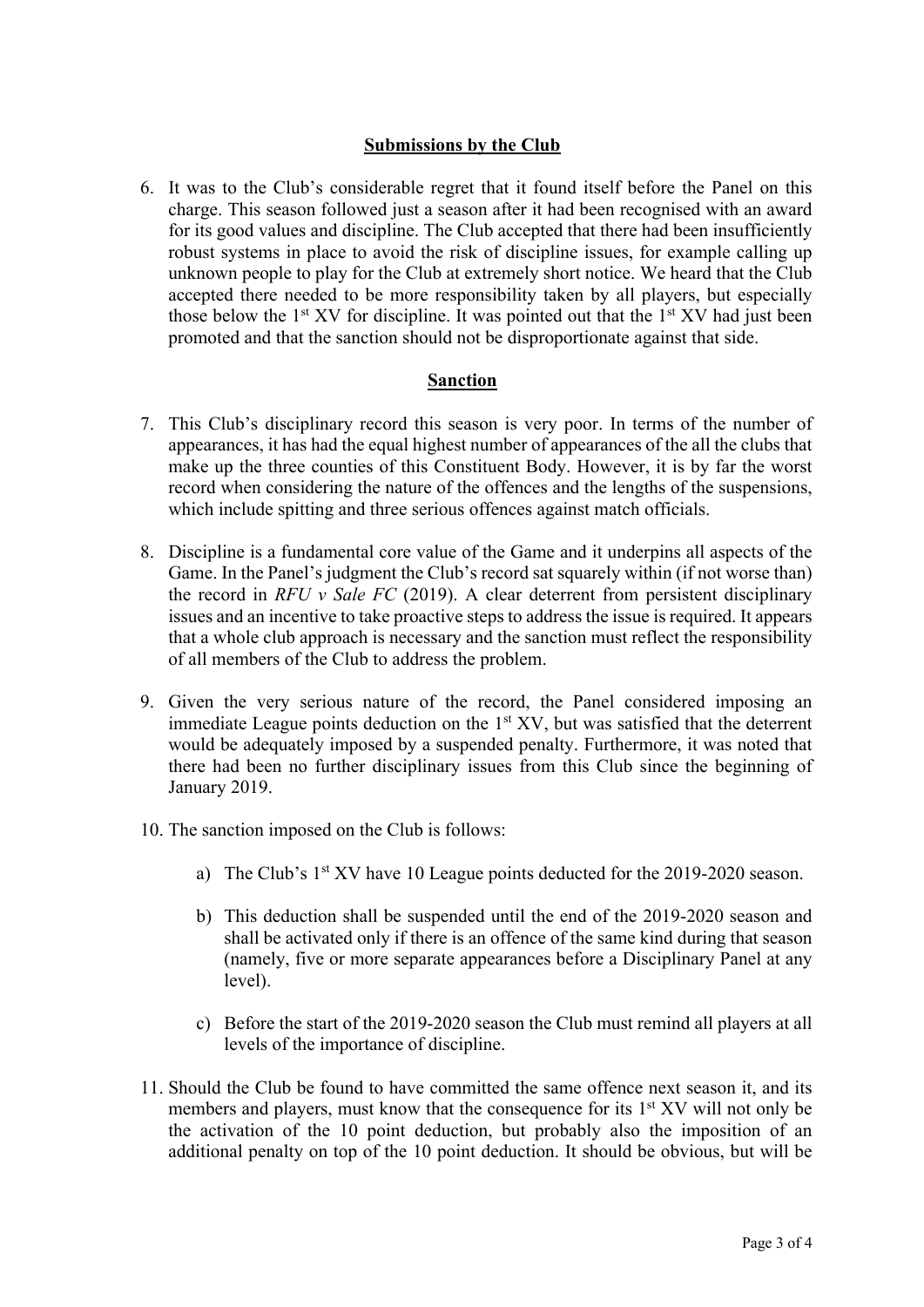## Submissions by the Club

6. It was to the Club's considerable regret that it found itself before the Panel on this charge. This season followed just a season after it had been recognised with an award for its good values and discipline. The Club accepted that there had been insufficiently robust systems in place to avoid the risk of discipline issues, for example calling up unknown people to play for the Club at extremely short notice. We heard that the Club accepted there needed to be more responsibility taken by all players, but especially those below the 1st XV for discipline. It was pointed out that the 1st XV had just been promoted and that the sanction should not be disproportionate against that side.

## Sanction

7. This Club's disciplinary record this season is very poor. In terms of the number of appearances, it has had the equal highest number of appearances of the all the clubs that make up the three counties of this Constituent Body. However, it is by far the worst record when considering the nature of the offences and the lengths of the suspensions, which include spitting and three serious offences against match officials.

8. Discipline is a fundamental core value of the Game and it underpins all aspects of the Game. In the Panel's judgment the Club's record sat squarely within (if not worse than) the record in *RFU v Sale FC* (2019). A clear deterrent from persistent disciplinary issues and an incentive to take proactive steps to address the issue is required. It appears that a whole club approach is necessary and the sanction must reflect the responsibility of all members of the Club to address the problem.

9. Given the very serious nature of the record, the Panel considered imposing an immediate League points deduction on the 1st XV, but was satisfied that the deterrent would be adequately imposed by a suspended penalty. Furthermore, it was noted that there had been no further disciplinary issues from this Club since the beginning of January 2019.

10. The sanction imposed on the Club is follows:

    a) The Club's 1st XV have 10 League points deducted for the 2019-2020 season.

    b) This deduction shall be suspended until the end of the 2019-2020 season and shall be activated only if there is an offence of the same kind during that season (namely, five or more separate appearances before a Disciplinary Panel at any level).

    c) Before the start of the 2019-2020 season the Club must remind all players at all levels of the importance of discipline.

11. Should the Club be found to have committed the same offence next season it, and its members and players, must know that the consequence for its 1st XV will not only be the activation of the 10 point deduction, but probably also the imposition of an additional penalty on top of the 10 point deduction. It should be obvious, but will be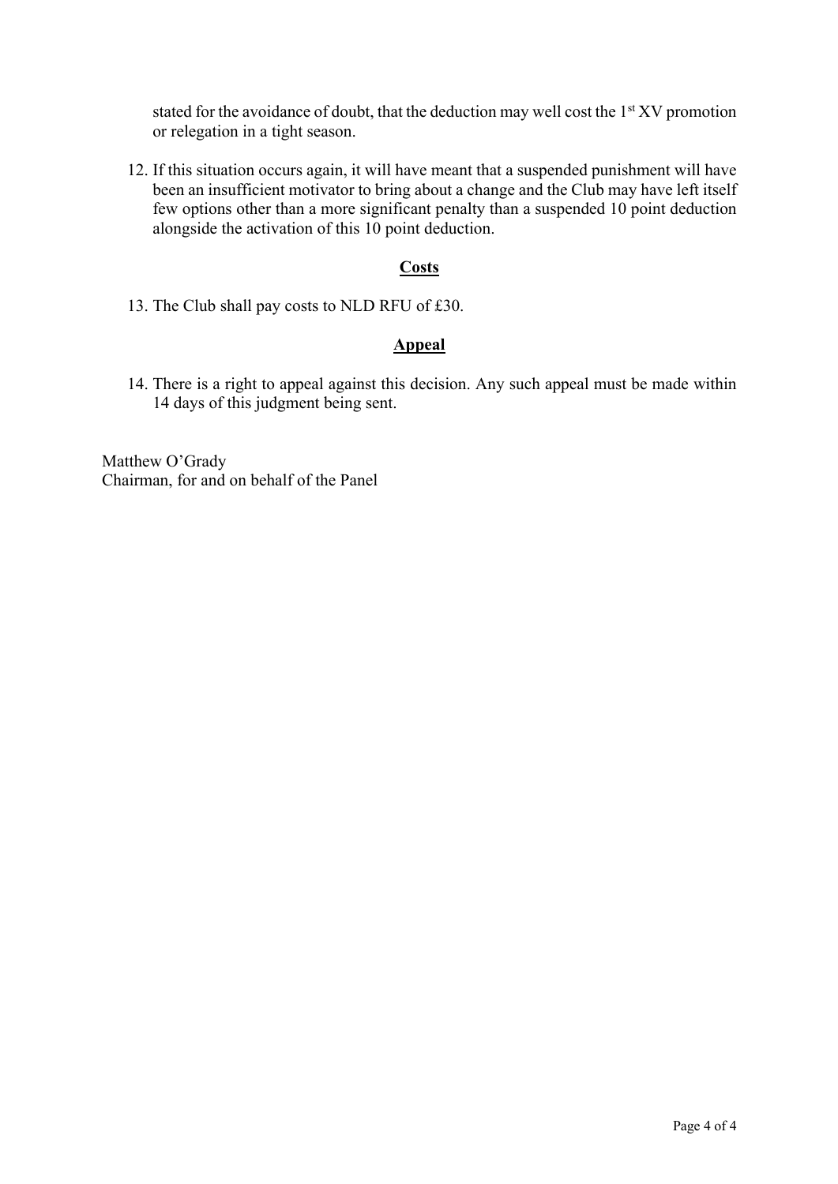stated for the avoidance of doubt, that the deduction may well cost the 1st XV promotion or relegation in a tight season.

12. If this situation occurs again, it will have meant that a suspended punishment will have been an insufficient motivator to bring about a change and the Club may have left itself few options other than a more significant penalty than a suspended 10 point deduction alongside the activation of this 10 point deduction.

## Costs

13. The Club shall pay costs to NLD RFU of £30.

## Appeal

14. There is a right to appeal against this decision. Any such appeal must be made within 14 days of this judgment being sent.

Matthew O'Grady
Chairman, for and on behalf of the Panel